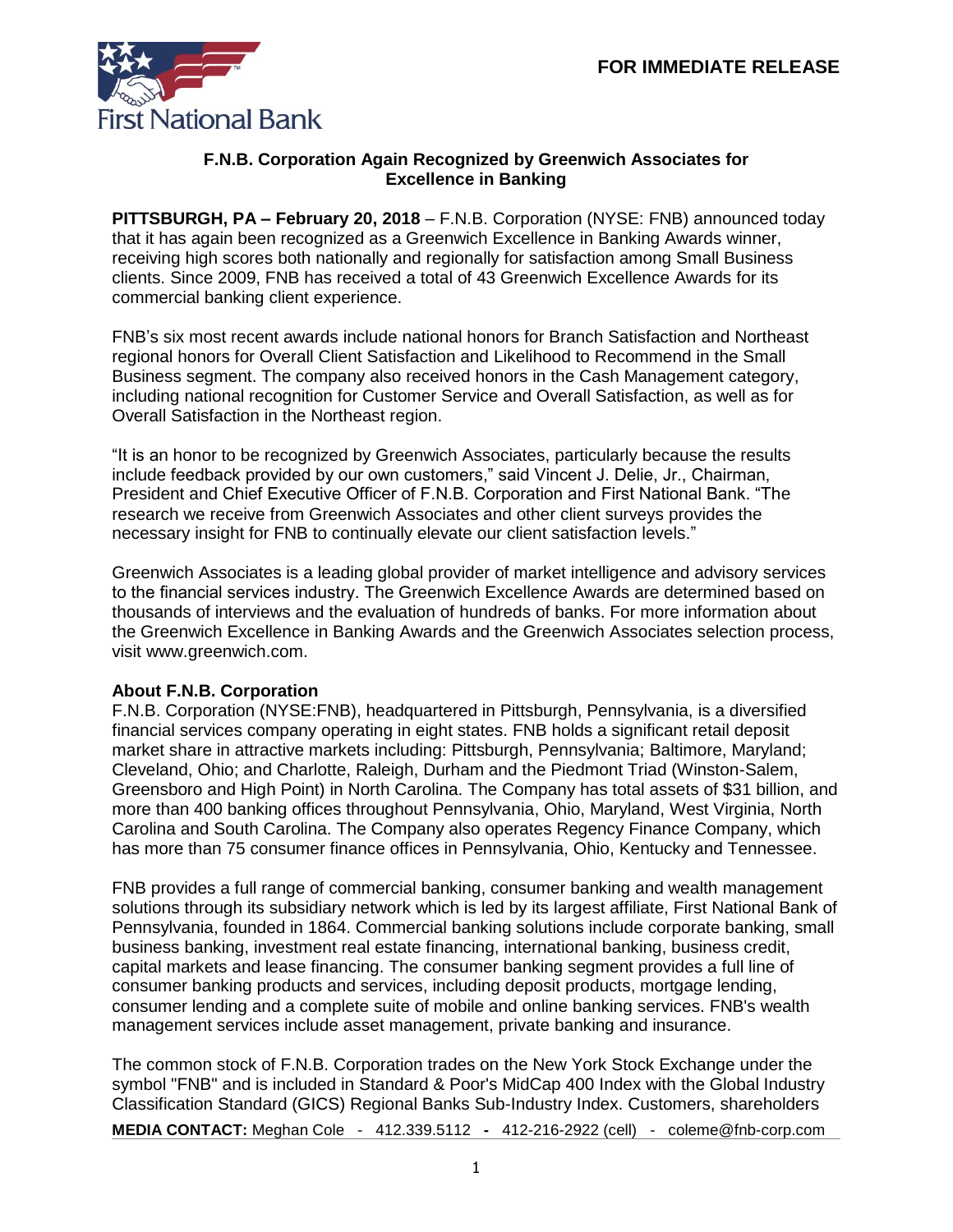First National Bank

**FOR IMMEDIATE RELEASE**

### F.N.B. Corporation Again Recognized by Greenwich Associates for Excellence in Banking

**PITTSBURGH, PA – February 20, 2018** – F.N.B. Corporation (NYSE: FNB) announced today that it has again been recognized as a Greenwich Excellence in Banking Awards winner, receiving high scores both nationally and regionally for satisfaction among Small Business clients. Since 2009, FNB has received a total of 43 Greenwich Excellence Awards for its commercial banking client experience.

FNB's six most recent awards include national honors for Branch Satisfaction and Northeast regional honors for Overall Client Satisfaction and Likelihood to Recommend in the Small Business segment. The company also received honors in the Cash Management category, including national recognition for Customer Service and Overall Satisfaction, as well as for Overall Satisfaction in the Northeast region.

"It is an honor to be recognized by Greenwich Associates, particularly because the results include feedback provided by our own customers," said Vincent J. Delie, Jr., Chairman, President and Chief Executive Officer of F.N.B. Corporation and First National Bank. "The research we receive from Greenwich Associates and other client surveys provides the necessary insight for FNB to continually elevate our client satisfaction levels."

Greenwich Associates is a leading global provider of market intelligence and advisory services to the financial services industry. The Greenwich Excellence Awards are determined based on thousands of interviews and the evaluation of hundreds of banks. For more information about the Greenwich Excellence in Banking Awards and the Greenwich Associates selection process, visit www.greenwich.com.

**About F.N.B. Corporation**

F.N.B. Corporation (NYSE:FNB), headquartered in Pittsburgh, Pennsylvania, is a diversified financial services company operating in eight states. FNB holds a significant retail deposit market share in attractive markets including: Pittsburgh, Pennsylvania; Baltimore, Maryland; Cleveland, Ohio; and Charlotte, Raleigh, Durham and the Piedmont Triad (Winston-Salem, Greensboro and High Point) in North Carolina. The Company has total assets of $31 billion, and more than 400 banking offices throughout Pennsylvania, Ohio, Maryland, West Virginia, North Carolina and South Carolina. The Company also operates Regency Finance Company, which has more than 75 consumer finance offices in Pennsylvania, Ohio, Kentucky and Tennessee.

FNB provides a full range of commercial banking, consumer banking and wealth management solutions through its subsidiary network which is led by its largest affiliate, First National Bank of Pennsylvania, founded in 1864. Commercial banking solutions include corporate banking, small business banking, investment real estate financing, international banking, business credit, capital markets and lease financing. The consumer banking segment provides a full line of consumer banking products and services, including deposit products, mortgage lending, consumer lending and a complete suite of mobile and online banking services. FNB's wealth management services include asset management, private banking and insurance.

The common stock of F.N.B. Corporation trades on the New York Stock Exchange under the symbol "FNB" and is included in Standard & Poor's MidCap 400 Index with the Global Industry Classification Standard (GICS) Regional Banks Sub-Industry Index. Customers, shareholders

**MEDIA CONTACT:** Meghan Cole - 412.339.5112 **-** 412-216-2922 (cell) - coleme@fnb-corp.com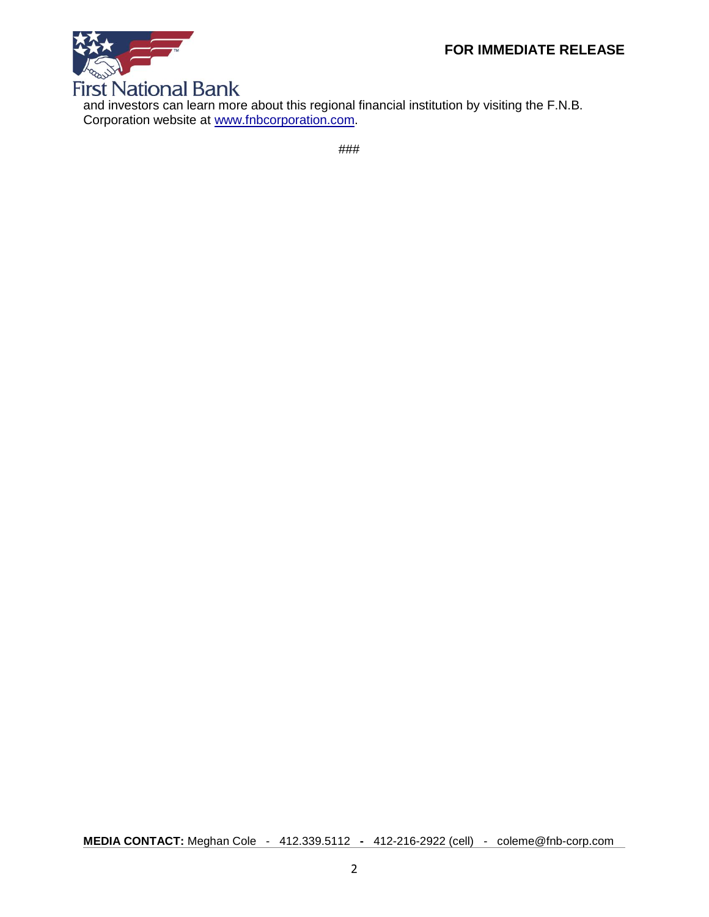and investors can learn more about this regional financial institution by visiting the F.N.B. Corporation website at www.fnbcorporation.com.

###

**MEDIA CONTACT:** Meghan Cole - 412.339.5112 **-** 412-216-2922 (cell) - coleme@fnb-corp.com